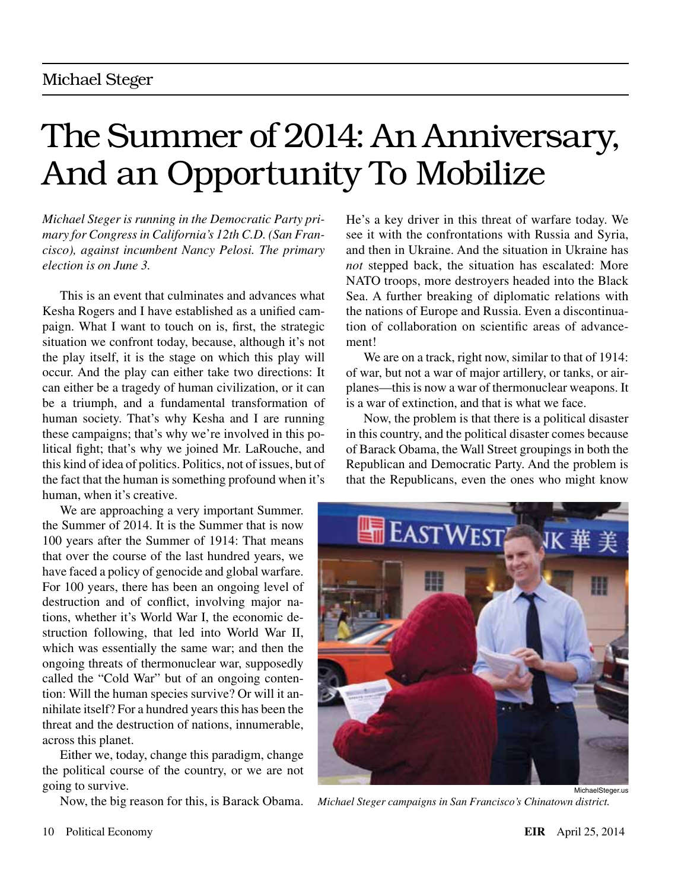Michael Steger

# The Summer of 2014: An Anniversary, And an Opportunity To Mobilize

*Michael Steger is running in the Democratic Party primary for Congress in California's 12th C.D. (San Francisco), against incumbent Nancy Pelosi. The primary election is on June 3.*

This is an event that culminates and advances what Kesha Rogers and I have established as a unified campaign. What I want to touch on is, first, the strategic situation we confront today, because, although it's not the play itself, it is the stage on which this play will occur. And the play can either take two directions: It can either be a tragedy of human civilization, or it can be a triumph, and a fundamental transformation of human society. That's why Kesha and I are running these campaigns; that's why we're involved in this political fight; that's why we joined Mr. LaRouche, and this kind of idea of politics. Politics, not of issues, but of the fact that the human is something profound when it's human, when it's creative.

We are approaching a very important Summer. the Summer of 2014. It is the Summer that is now 100 years after the Summer of 1914: That means that over the course of the last hundred years, we have faced a policy of genocide and global warfare. For 100 years, there has been an ongoing level of destruction and of conflict, involving major nations, whether it's World War I, the economic destruction following, that led into World War II, which was essentially the same war; and then the ongoing threats of thermonuclear war, supposedly called the "Cold War" but of an ongoing contention: Will the human species survive? Or will it annihilate itself? For a hundred years this has been the threat and the destruction of nations, innumerable, across this planet.

Either we, today, change this paradigm, change the political course of the country, or we are not going to survive.

Now, the big reason for this, is Barack Obama. He's a key driver in this threat of warfare today. We see it with the confrontations with Russia and Syria, and then in Ukraine. And the situation in Ukraine has *not* stepped back, the situation has escalated: More NATO troops, more destroyers headed into the Black Sea. A further breaking of diplomatic relations with the nations of Europe and Russia. Even a discontinuation of collaboration on scientific areas of advancement!

We are on a track, right now, similar to that of 1914: of war, but not a war of major artillery, or tanks, or airplanes—this is now a war of thermonuclear weapons. It is a war of extinction, and that is what we face.

Now, the problem is that there is a political disaster in this country, and the political disaster comes because of Barack Obama, the Wall Street groupings in both the Republican and Democratic Party. And the problem is that the Republicans, even the ones who might know

MichaelSteger.us

*Michael Steger campaigns in San Francisco's Chinatown district.*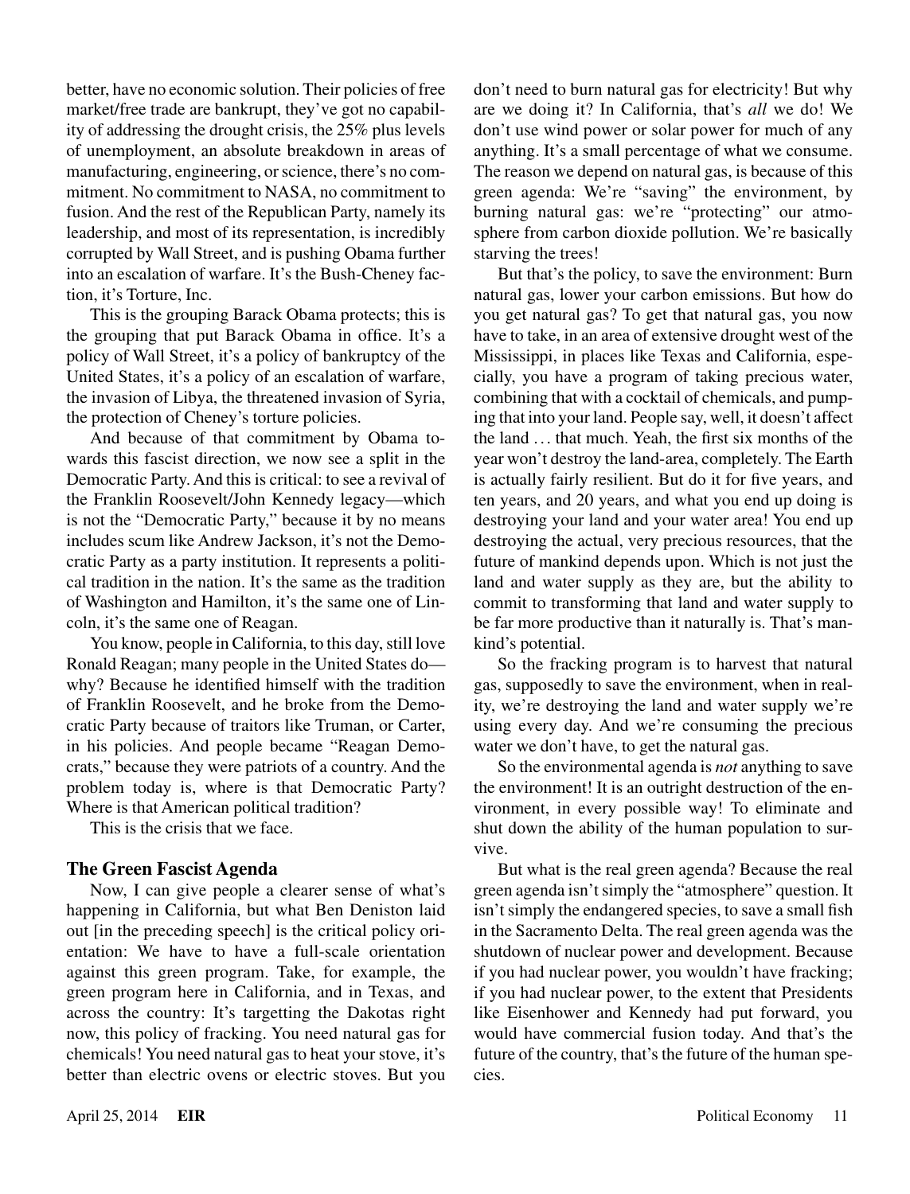better, have no economic solution. Their policies of free market/free trade are bankrupt, they've got no capability of addressing the drought crisis, the 25% plus levels of unemployment, an absolute breakdown in areas of manufacturing, engineering, or science, there's no commitment. No commitment to NASA, no commitment to fusion. And the rest of the Republican Party, namely its leadership, and most of its representation, is incredibly corrupted by Wall Street, and is pushing Obama further into an escalation of warfare. It's the Bush-Cheney faction, it's Torture, Inc.

This is the grouping Barack Obama protects; this is the grouping that put Barack Obama in office. It's a policy of Wall Street, it's a policy of bankruptcy of the United States, it's a policy of an escalation of warfare, the invasion of Libya, the threatened invasion of Syria, the protection of Cheney's torture policies.

And because of that commitment by Obama towards this fascist direction, we now see a split in the Democratic Party. And this is critical: to see a revival of the Franklin Roosevelt/John Kennedy legacy—which is not the "Democratic Party," because it by no means includes scum like Andrew Jackson, it's not the Democratic Party as a party institution. It represents a political tradition in the nation. It's the same as the tradition of Washington and Hamilton, it's the same one of Lincoln, it's the same one of Reagan.

You know, people in California, to this day, still love Ronald Reagan; many people in the United States do—why? Because he identified himself with the tradition of Franklin Roosevelt, and he broke from the Democratic Party because of traitors like Truman, or Carter, in his policies. And people became "Reagan Democrats," because they were patriots of a country. And the problem today is, where is that Democratic Party? Where is that American political tradition?

This is the crisis that we face.

## The Green Fascist Agenda

Now, I can give people a clearer sense of what's happening in California, but what Ben Deniston laid out [in the preceding speech] is the critical policy orientation: We have to have a full-scale orientation against this green program. Take, for example, the green program here in California, and in Texas, and across the country: It's targetting the Dakotas right now, this policy of fracking. You need natural gas for chemicals! You need natural gas to heat your stove, it's better than electric ovens or electric stoves. But you don't need to burn natural gas for electricity! But why are we doing it? In California, that's *all* we do! We don't use wind power or solar power for much of any anything. It's a small percentage of what we consume. The reason we depend on natural gas, is because of this green agenda: We're "saving" the environment, by burning natural gas: we're "protecting" our atmosphere from carbon dioxide pollution. We're basically starving the trees!

But that's the policy, to save the environment: Burn natural gas, lower your carbon emissions. But how do you get natural gas? To get that natural gas, you now have to take, in an area of extensive drought west of the Mississippi, in places like Texas and California, especially, you have a program of taking precious water, combining that with a cocktail of chemicals, and pumping that into your land. People say, well, it doesn't affect the land . . . that much. Yeah, the first six months of the year won't destroy the land-area, completely. The Earth is actually fairly resilient. But do it for five years, and ten years, and 20 years, and what you end up doing is destroying your land and your water area! You end up destroying the actual, very precious resources, that the future of mankind depends upon. Which is not just the land and water supply as they are, but the ability to commit to transforming that land and water supply to be far more productive than it naturally is. That's mankind's potential.

So the fracking program is to harvest that natural gas, supposedly to save the environment, when in reality, we're destroying the land and water supply we're using every day. And we're consuming the precious water we don't have, to get the natural gas.

So the environmental agenda is *not* anything to save the environment! It is an outright destruction of the environment, in every possible way! To eliminate and shut down the ability of the human population to survive.

But what is the real green agenda? Because the real green agenda isn't simply the "atmosphere" question. It isn't simply the endangered species, to save a small fish in the Sacramento Delta. The real green agenda was the shutdown of nuclear power and development. Because if you had nuclear power, you wouldn't have fracking; if you had nuclear power, to the extent that Presidents like Eisenhower and Kennedy had put forward, you would have commercial fusion today. And that's the future of the country, that's the future of the human species.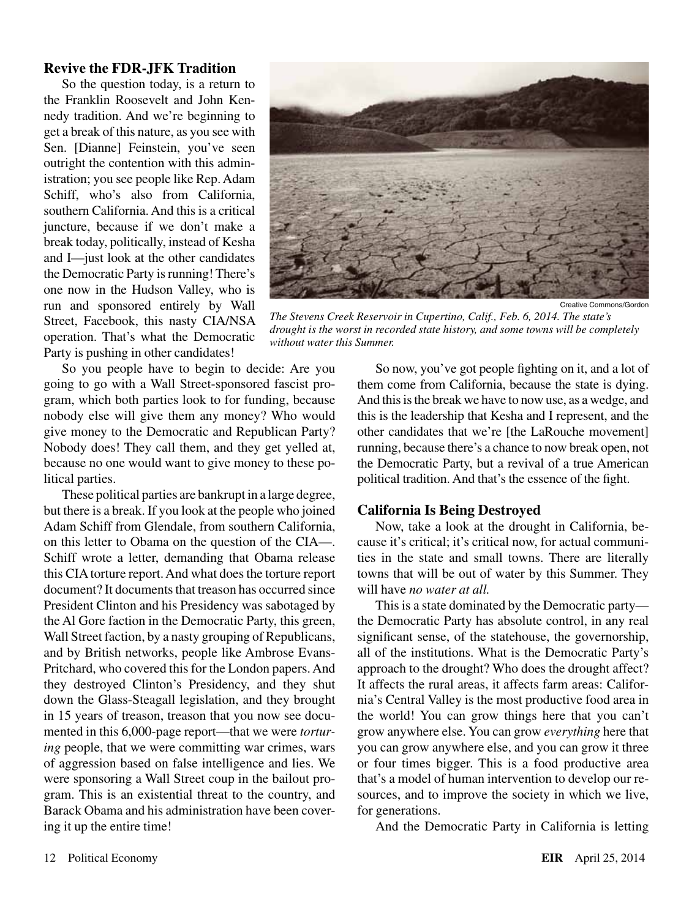### Revive the FDR-JFK Tradition

So the question today, is a return to the Franklin Roosevelt and John Kennedy tradition. And we're beginning to get a break of this nature, as you see with Sen. [Dianne] Feinstein, you've seen outright the contention with this administration; you see people like Rep. Adam Schiff, who's also from California, southern California. And this is a critical juncture, because if we don't make a break today, politically, instead of Kesha and I—just look at the other candidates the Democratic Party is running! There's one now in the Hudson Valley, who is run and sponsored entirely by Wall Street, Facebook, this nasty CIA/NSA operation. That's what the Democratic Party is pushing in other candidates!

Creative Commons/Gordon

*The Stevens Creek Reservoir in Cupertino, Calif., Feb. 6, 2014. The state's drought is the worst in recorded state history, and some towns will be completely without water this Summer.*

So you people have to begin to decide: Are you going to go with a Wall Street-sponsored fascist program, which both parties look to for funding, because nobody else will give them any money? Who would give money to the Democratic and Republican Party? Nobody does! They call them, and they get yelled at, because no one would want to give money to these political parties.

These political parties are bankrupt in a large degree, but there is a break. If you look at the people who joined Adam Schiff from Glendale, from southern California, on this letter to Obama on the question of the CIA—. Schiff wrote a letter, demanding that Obama release this CIA torture report. And what does the torture report document? It documents that treason has occurred since President Clinton and his Presidency was sabotaged by the Al Gore faction in the Democratic Party, this green, Wall Street faction, by a nasty grouping of Republicans, and by British networks, people like Ambrose Evans-Pritchard, who covered this for the London papers. And they destroyed Clinton's Presidency, and they shut down the Glass-Steagall legislation, and they brought in 15 years of treason, treason that you now see documented in this 6,000-page report—that we were *torturing* people, that we were committing war crimes, wars of aggression based on false intelligence and lies. We were sponsoring a Wall Street coup in the bailout program. This is an existential threat to the country, and Barack Obama and his administration have been covering it up the entire time!

So now, you've got people fighting on it, and a lot of them come from California, because the state is dying. And this is the break we have to now use, as a wedge, and this is the leadership that Kesha and I represent, and the other candidates that we're [the LaRouche movement] running, because there's a chance to now break open, not the Democratic Party, but a revival of a true American political tradition. And that's the essence of the fight.

### California Is Being Destroyed

Now, take a look at the drought in California, because it's critical; it's critical now, for actual communities in the state and small towns. There are literally towns that will be out of water by this Summer. They will have *no water at all.*

This is a state dominated by the Democratic party—the Democratic Party has absolute control, in any real significant sense, of the statehouse, the governorship, all of the institutions. What is the Democratic Party's approach to the drought? Who does the drought affect? It affects the rural areas, it affects farm areas: California's Central Valley is the most productive food area in the world! You can grow things here that you can't grow anywhere else. You can grow *everything* here that you can grow anywhere else, and you can grow it three or four times bigger. This is a food productive area that's a model of human intervention to develop our resources, and to improve the society in which we live, for generations.

And the Democratic Party in California is letting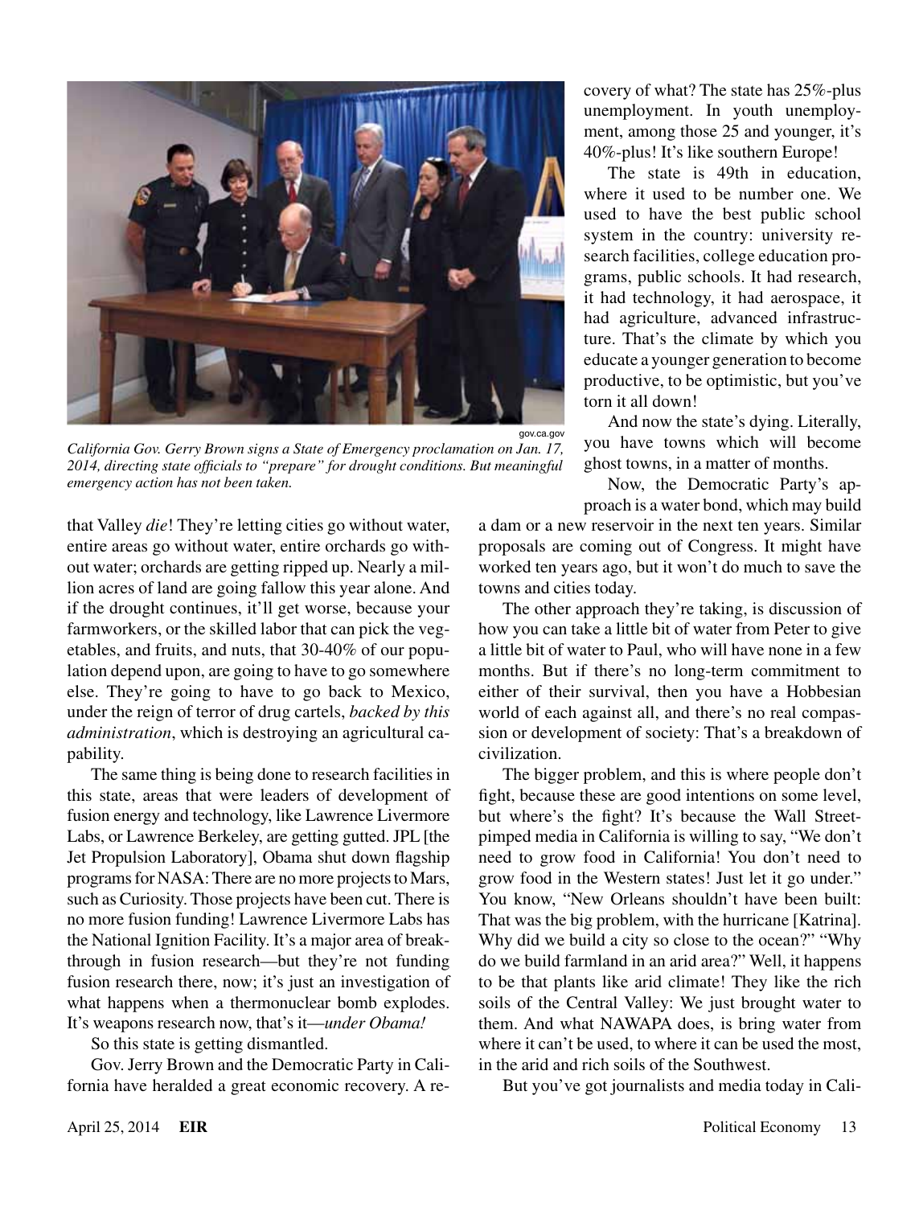*California Gov. Gerry Brown signs a State of Emergency proclamation on Jan. 17, 2014, directing state officials to "prepare" for drought conditions. But meaningful emergency action has not been taken.*

that Valley *die*! They're letting cities go without water, entire areas go without water, entire orchards go without water; orchards are getting ripped up. Nearly a million acres of land are going fallow this year alone. And if the drought continues, it'll get worse, because your farmworkers, or the skilled labor that can pick the vegetables, and fruits, and nuts, that 30-40% of our population depend upon, are going to have to go somewhere else. They're going to have to go back to Mexico, under the reign of terror of drug cartels, *backed by this administration*, which is destroying an agricultural capability.

The same thing is being done to research facilities in this state, areas that were leaders of development of fusion energy and technology, like Lawrence Livermore Labs, or Lawrence Berkeley, are getting gutted. JPL [the Jet Propulsion Laboratory], Obama shut down flagship programs for NASA: There are no more projects to Mars, such as Curiosity. Those projects have been cut. There is no more fusion funding! Lawrence Livermore Labs has the National Ignition Facility. It's a major area of breakthrough in fusion research—but they're not funding fusion research there, now; it's just an investigation of what happens when a thermonuclear bomb explodes. It's weapons research now, that's it—*under Obama!*

So this state is getting dismantled.

Gov. Jerry Brown and the Democratic Party in California have heralded a great economic recovery. A recovery of what? The state has 25%-plus unemployment. In youth unemployment, among those 25 and younger, it's 40%-plus! It's like southern Europe!

The state is 49th in education, where it used to be number one. We used to have the best public school system in the country: university research facilities, college education programs, public schools. It had research, it had technology, it had aerospace, it had agriculture, advanced infrastructure. That's the climate by which you educate a younger generation to become productive, to be optimistic, but you've torn it all down!

And now the state's dying. Literally, you have towns which will become ghost towns, in a matter of months.

Now, the Democratic Party's approach is a water bond, which may build a dam or a new reservoir in the next ten years. Similar proposals are coming out of Congress. It might have worked ten years ago, but it won't do much to save the towns and cities today.

The other approach they're taking, is discussion of how you can take a little bit of water from Peter to give a little bit of water to Paul, who will have none in a few months. But if there's no long-term commitment to either of their survival, then you have a Hobbesian world of each against all, and there's no real compassion or development of society: That's a breakdown of civilization.

The bigger problem, and this is where people don't fight, because these are good intentions on some level, but where's the fight? It's because the Wall Street-pimped media in California is willing to say, "We don't need to grow food in California! You don't need to grow food in the Western states! Just let it go under." You know, "New Orleans shouldn't have been built: That was the big problem, with the hurricane [Katrina]. Why did we build a city so close to the ocean?" "Why do we build farmland in an arid area?" Well, it happens to be that plants like arid climate! They like the rich soils of the Central Valley: We just brought water to them. And what NAWAPA does, is bring water from where it can't be used, to where it can be used the most, in the arid and rich soils of the Southwest.

But you've got journalists and media today in Cali-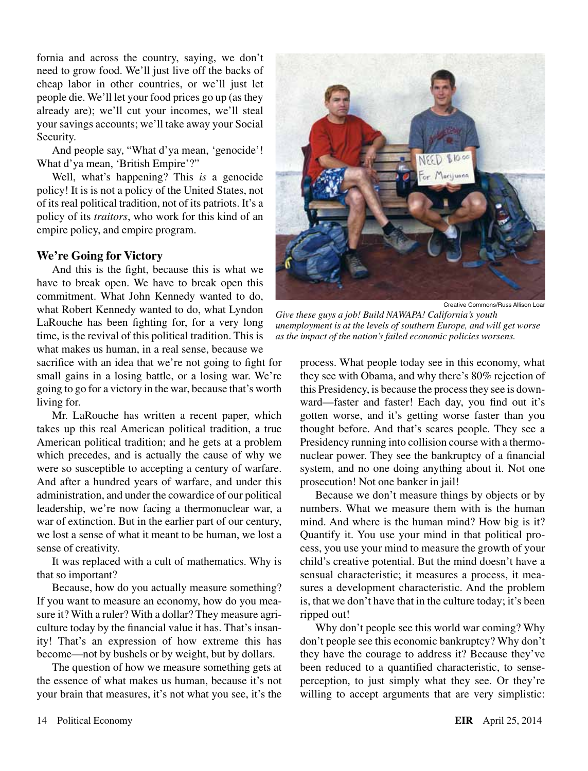fornia and across the country, saying, we don't need to grow food. We'll just live off the backs of cheap labor in other countries, or we'll just let people die. We'll let your food prices go up (as they already are); we'll cut your incomes, we'll steal your savings accounts; we'll take away your Social Security.

And people say, "What d'ya mean, 'genocide'! What d'ya mean, 'British Empire'?"

Well, what's happening? This *is* a genocide policy! It is is not a policy of the United States, not of its real political tradition, not of its patriots. It's a policy of its *traitors*, who work for this kind of an empire policy, and empire program.

### We're Going for Victory

And this is the fight, because this is what we have to break open. We have to break open this commitment. What John Kennedy wanted to do, what Robert Kennedy wanted to do, what Lyndon LaRouche has been fighting for, for a very long time, is the revival of this political tradition. This is what makes us human, in a real sense, because we sacrifice with an idea that we're not going to fight for small gains in a losing battle, or a losing war. We're going to go for a victory in the war, because that's worth living for.

Mr. LaRouche has written a recent paper, which takes up this real American political tradition, a true American political tradition; and he gets at a problem which precedes, and is actually the cause of why we were so susceptible to accepting a century of warfare. And after a hundred years of warfare, and under this administration, and under the cowardice of our political leadership, we're now facing a thermonuclear war, a war of extinction. But in the earlier part of our century, we lost a sense of what it meant to be human, we lost a sense of creativity.

It was replaced with a cult of mathematics. Why is that so important?

Because, how do you actually measure something? If you want to measure an economy, how do you measure it? With a ruler? With a dollar? They measure agriculture today by the financial value it has. That's insanity! That's an expression of how extreme this has become—not by bushels or by weight, but by dollars.

The question of how we measure something gets at the essence of what makes us human, because it's not your brain that measures, it's not what you see, it's the process. What people today see in this economy, what they see with Obama, and why there's 80% rejection of this Presidency, is because the process they see is downward—faster and faster! Each day, you find out it's gotten worse, and it's getting worse faster than you thought before. And that's scares people. They see a Presidency running into collision course with a thermonuclear power. They see the bankruptcy of a financial system, and no one doing anything about it. Not one prosecution! Not one banker in jail!

Because we don't measure things by objects or by numbers. What we measure them with is the human mind. And where is the human mind? How big is it? Quantify it. You use your mind in that political process, you use your mind to measure the growth of your child's creative potential. But the mind doesn't have a sensual characteristic; it measures a process, it measures a development characteristic. And the problem is, that we don't have that in the culture today; it's been ripped out!

Why don't people see this world war coming? Why don't people see this economic bankruptcy? Why don't they have the courage to address it? Because they've been reduced to a quantified characteristic, to sense-perception, to just simply what they see. Or they're willing to accept arguments that are very simplistic:

Creative Commons/Russ Allison Loar

*Give these guys a job! Build NAWAPA! California's youth unemployment is at the levels of southern Europe, and will get worse as the impact of the nation's failed economic policies worsens.*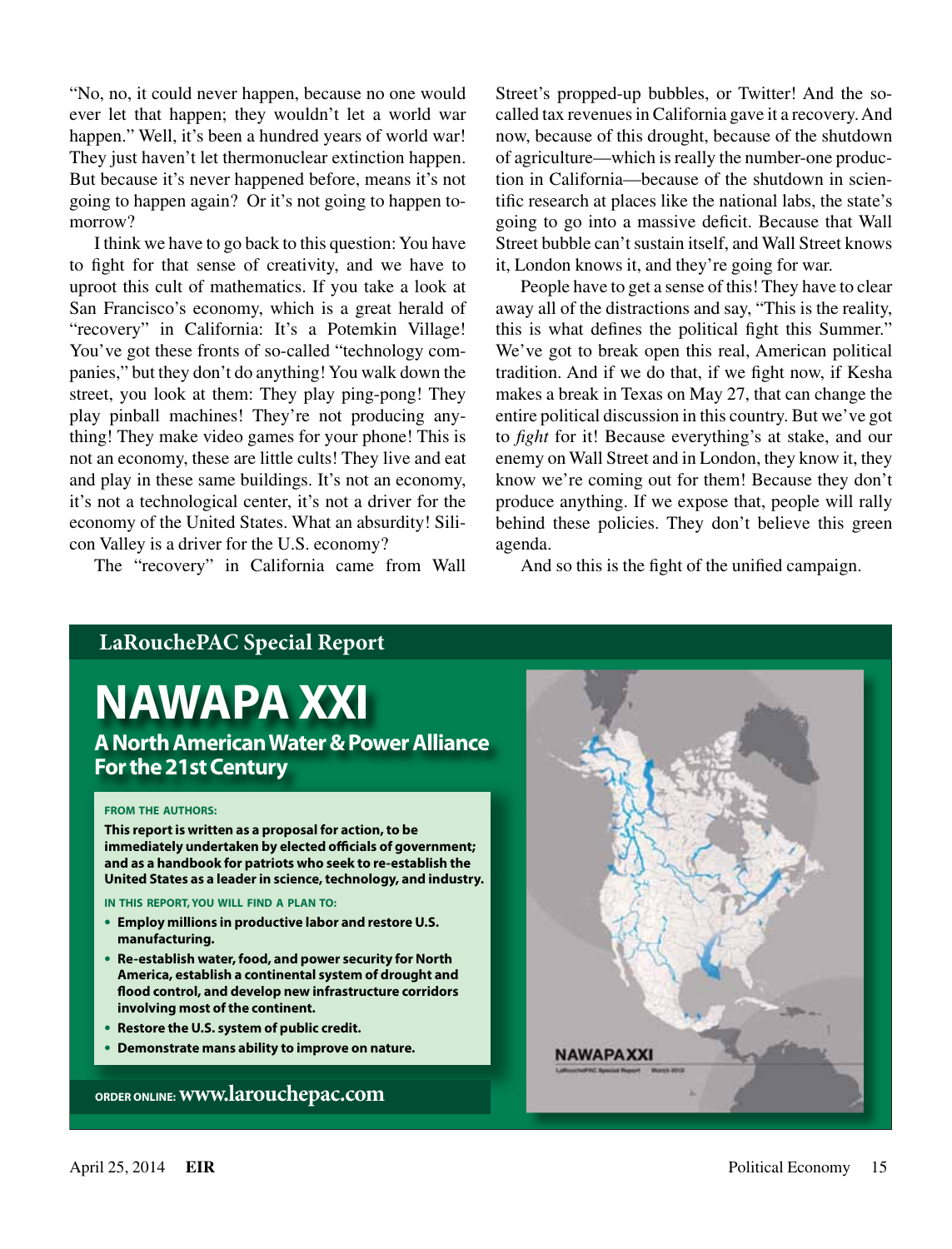"No, no, it could never happen, because no one would ever let that happen; they wouldn't let a world war happen." Well, it's been a hundred years of world war! They just haven't let thermonuclear extinction happen. But because it's never happened before, means it's not going to happen again? Or it's not going to happen tomorrow?

I think we have to go back to this question: You have to fight for that sense of creativity, and we have to uproot this cult of mathematics. If you take a look at San Francisco's economy, which is a great herald of "recovery" in California: It's a Potemkin Village! You've got these fronts of so-called "technology companies," but they don't do anything! You walk down the street, you look at them: They play ping-pong! They play pinball machines! They're not producing anything! They make video games for your phone! This is not an economy, these are little cults! They live and eat and play in these same buildings. It's not an economy, it's not a technological center, it's not a driver for the economy of the United States. What an absurdity! Silicon Valley is a driver for the U.S. economy?

The "recovery" in California came from Wall Street's propped-up bubbles, or Twitter! And the so-called tax revenues in California gave it a recovery. And now, because of this drought, because of the shutdown of agriculture—which is really the number-one production in California—because of the shutdown in scientific research at places like the national labs, the state's going to go into a massive deficit. Because that Wall Street bubble can't sustain itself, and Wall Street knows it, London knows it, and they're going for war.

People have to get a sense of this! They have to clear away all of the distractions and say, "This is the reality, this is what defines the political fight this Summer." We've got to break open this real, American political tradition. And if we do that, if we fight now, if Kesha makes a break in Texas on May 27, that can change the entire political discussion in this country. But we've got to *fight* for it! Because everything's at stake, and our enemy on Wall Street and in London, they know it, they know we're coming out for them! Because they don't produce anything. If we expose that, people will rally behind these policies. They don't believe this green agenda.

And so this is the fight of the unified campaign.

---

**LaRouchePAC Special Report**

# NAWAPA XXI

## A North American Water & Power Alliance For the 21st Century

**FROM THE AUTHORS:**

**This report is written as a proposal for action, to be immediately undertaken by elected officials of government; and as a handbook for patriots who seek to re-establish the United States as a leader in science, technology, and industry.**

**IN THIS REPORT, YOU WILL FIND A PLAN TO:**

- **Employ millions in productive labor and restore U.S. manufacturing.**
- **Re-establish water, food, and power security for North America, establish a continental system of drought and flood control, and develop new infrastructure corridors involving most of the continent.**
- **Restore the U.S. system of public credit.**
- **Demonstrate mans ability to improve on nature.**

ORDER ONLINE: **www.larouchepac.com**

NAWAPA XXI